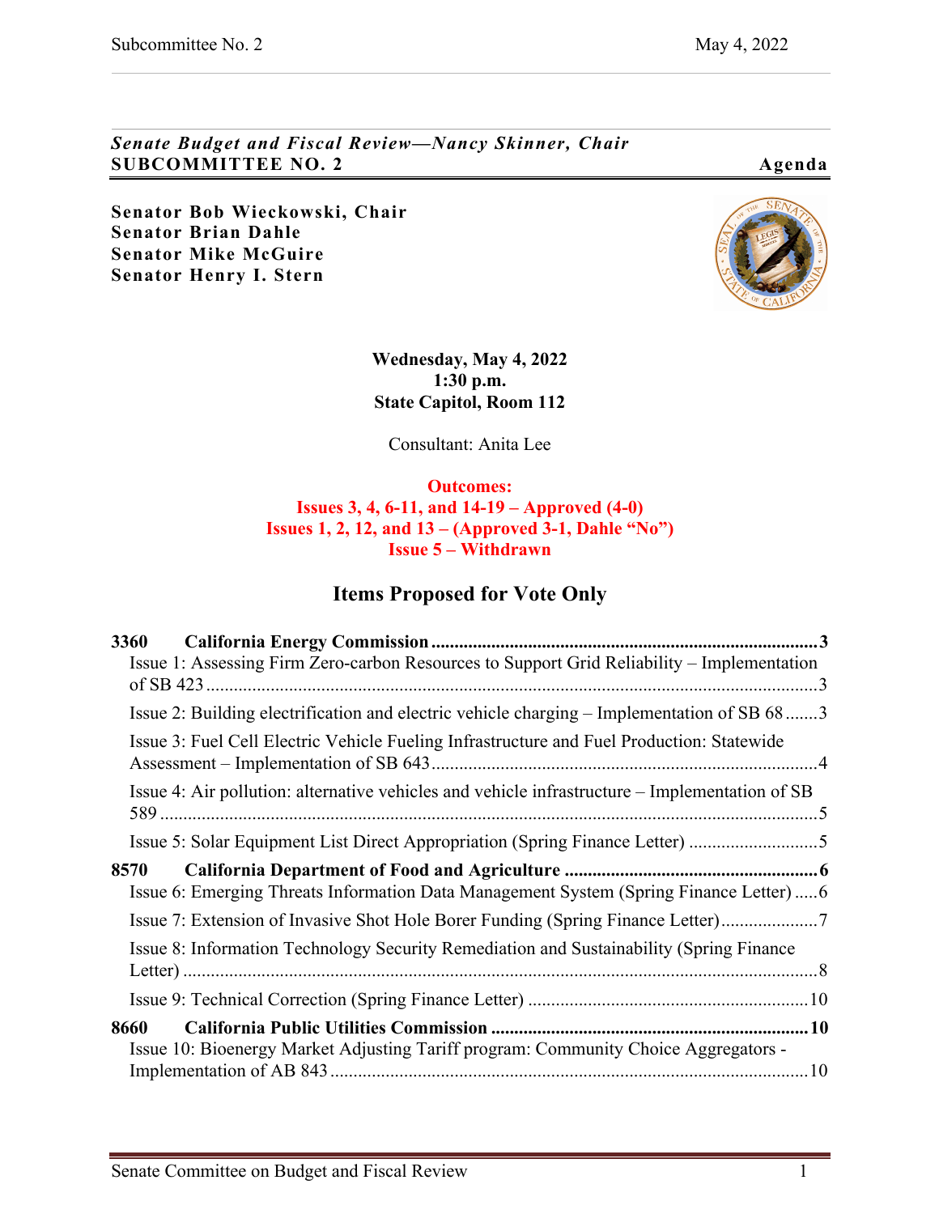*Senate Budget and Fiscal Review—Nancy Skinner, Chair*
**SUBCOMMITTEE NO. 2** **Agenda**

**Senator Bob Wieckowski, Chair**
**Senator Brian Dahle**
**Senator Mike McGuire**
**Senator Henry I. Stern**

**Wednesday, May 4, 2022**
**1:30 p.m.**
**State Capitol, Room 112**

Consultant: Anita Lee

**Outcomes:**
**Issues 3, 4, 6-11, and 14-19 – Approved (4-0)**
**Issues 1, 2, 12, and 13 – (Approved 3-1, Dahle "No")**
**Issue 5 – Withdrawn**

## Items Proposed for Vote Only

**3360 California Energy Commission** .......... 3
- Issue 1: Assessing Firm Zero-carbon Resources to Support Grid Reliability – Implementation of SB 423 .......... 3
- Issue 2: Building electrification and electric vehicle charging – Implementation of SB 68 .......... 3
- Issue 3: Fuel Cell Electric Vehicle Fueling Infrastructure and Fuel Production: Statewide Assessment – Implementation of SB 643 .......... 4
- Issue 4: Air pollution: alternative vehicles and vehicle infrastructure – Implementation of SB 589 .......... 5
- Issue 5: Solar Equipment List Direct Appropriation (Spring Finance Letter) .......... 5

**8570 California Department of Food and Agriculture** .......... 6
- Issue 6: Emerging Threats Information Data Management System (Spring Finance Letter) .......... 6
- Issue 7: Extension of Invasive Shot Hole Borer Funding (Spring Finance Letter) .......... 7
- Issue 8: Information Technology Security Remediation and Sustainability (Spring Finance Letter) .......... 8
- Issue 9: Technical Correction (Spring Finance Letter) .......... 10

**8660 California Public Utilities Commission** .......... 10
- Issue 10: Bioenergy Market Adjusting Tariff program: Community Choice Aggregators - Implementation of AB 843 .......... 10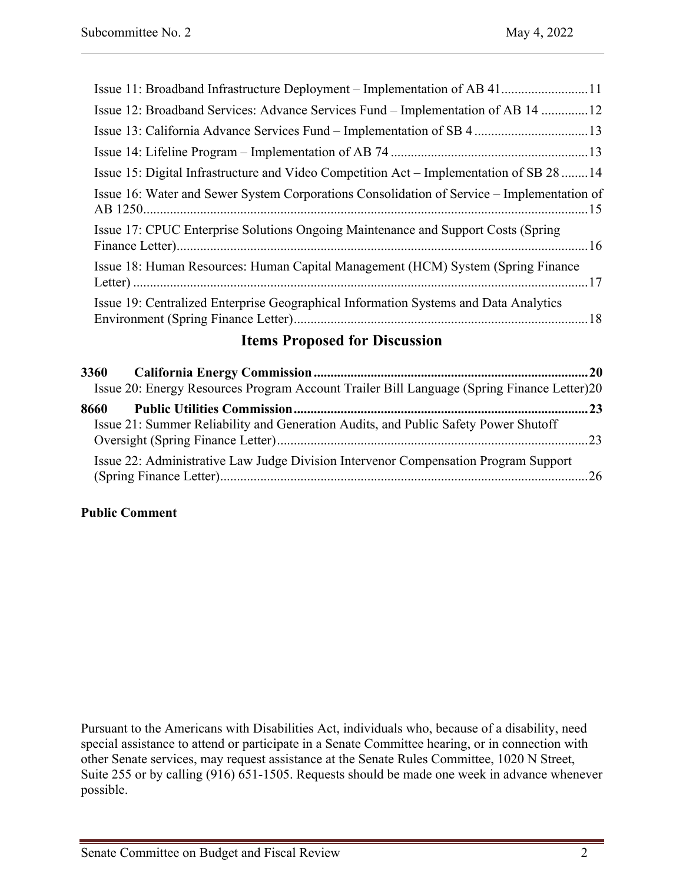Issue 11: Broadband Infrastructure Deployment – Implementation of AB 41..........................11

Issue 12: Broadband Services: Advance Services Fund – Implementation of AB 14 ..............12

Issue 13: California Advance Services Fund – Implementation of SB 4 ..................................13

Issue 14: Lifeline Program – Implementation of AB 74 ...........................................................13

Issue 15: Digital Infrastructure and Video Competition Act – Implementation of SB 28 ........14

Issue 16: Water and Sewer System Corporations Consolidation of Service – Implementation of AB 1250.....................................................................................................................................15

Issue 17: CPUC Enterprise Solutions Ongoing Maintenance and Support Costs (Spring Finance Letter)...........................................................................................................................16

Issue 18: Human Resources: Human Capital Management (HCM) System (Spring Finance Letter) ........................................................................................................................................17

Issue 19: Centralized Enterprise Geographical Information Systems and Data Analytics Environment (Spring Finance Letter)........................................................................................18

## Items Proposed for Discussion

**3360 California Energy Commission ..................................................................................20**

Issue 20: Energy Resources Program Account Trailer Bill Language (Spring Finance Letter)20

**8660 Public Utilities Commission.........................................................................................23**

Issue 21: Summer Reliability and Generation Audits, and Public Safety Power Shutoff Oversight (Spring Finance Letter).............................................................................................23

Issue 22: Administrative Law Judge Division Intervenor Compensation Program Support (Spring Finance Letter).............................................................................................................26

**Public Comment**

Pursuant to the Americans with Disabilities Act, individuals who, because of a disability, need special assistance to attend or participate in a Senate Committee hearing, or in connection with other Senate services, may request assistance at the Senate Rules Committee, 1020 N Street, Suite 255 or by calling (916) 651-1505. Requests should be made one week in advance whenever possible.